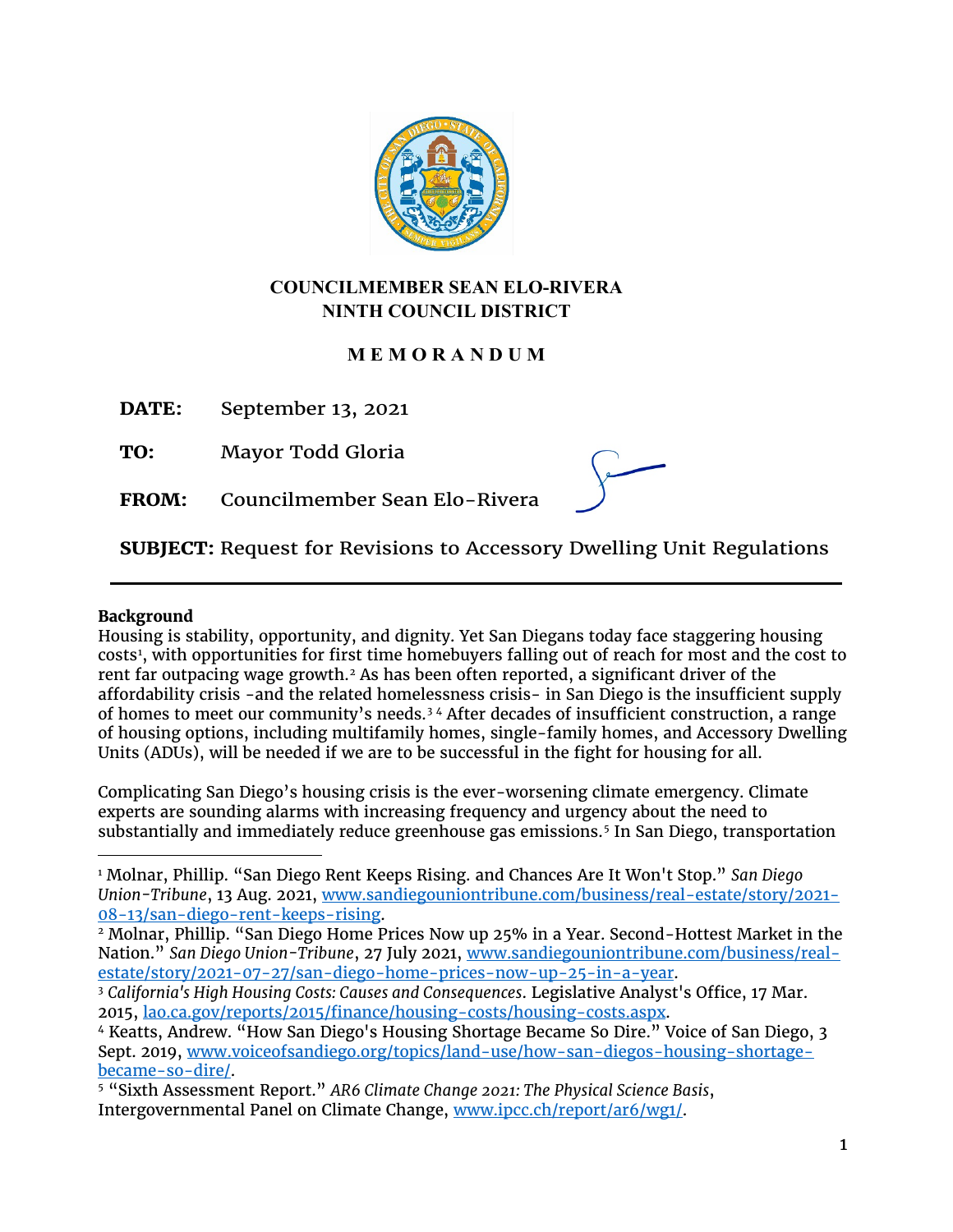**COUNCILMEMBER SEAN ELO-RIVERA**
**NINTH COUNCIL DISTRICT**

**M E M O R A N D U M**

**DATE:** September 13, 2021

**TO:** Mayor Todd Gloria

**FROM:** Councilmember Sean Elo-Rivera

**SUBJECT:** Request for Revisions to Accessory Dwelling Unit Regulations

---

**Background**

Housing is stability, opportunity, and dignity. Yet San Diegans today face staggering housing costs[1], with opportunities for first time homebuyers falling out of reach for most and the cost to rent far outpacing wage growth.[2] As has been often reported, a significant driver of the affordability crisis -and the related homelessness crisis- in San Diego is the insufficient supply of homes to meet our community's needs.[3] [4] After decades of insufficient construction, a range of housing options, including multifamily homes, single-family homes, and Accessory Dwelling Units (ADUs), will be needed if we are to be successful in the fight for housing for all.

Complicating San Diego's housing crisis is the ever-worsening climate emergency. Climate experts are sounding alarms with increasing frequency and urgency about the need to substantially and immediately reduce greenhouse gas emissions.[5] In San Diego, transportation

---

[1] Molnar, Phillip. "San Diego Rent Keeps Rising. and Chances Are It Won't Stop." *San Diego Union-Tribune*, 13 Aug. 2021, www.sandiegouniontribune.com/business/real-estate/story/2021-08-13/san-diego-rent-keeps-rising.

[2] Molnar, Phillip. "San Diego Home Prices Now up 25% in a Year. Second-Hottest Market in the Nation." *San Diego Union-Tribune*, 27 July 2021, www.sandiegouniontribune.com/business/real-estate/story/2021-07-27/san-diego-home-prices-now-up-25-in-a-year.

[3] *California's High Housing Costs: Causes and Consequences*. Legislative Analyst's Office, 17 Mar. 2015, lao.ca.gov/reports/2015/finance/housing-costs/housing-costs.aspx.

[4] Keatts, Andrew. "How San Diego's Housing Shortage Became So Dire." Voice of San Diego, 3 Sept. 2019, www.voiceofsandiego.org/topics/land-use/how-san-diegos-housing-shortage-became-so-dire/.

[5] "Sixth Assessment Report." *AR6 Climate Change 2021: The Physical Science Basis*, Intergovernmental Panel on Climate Change, www.ipcc.ch/report/ar6/wg1/.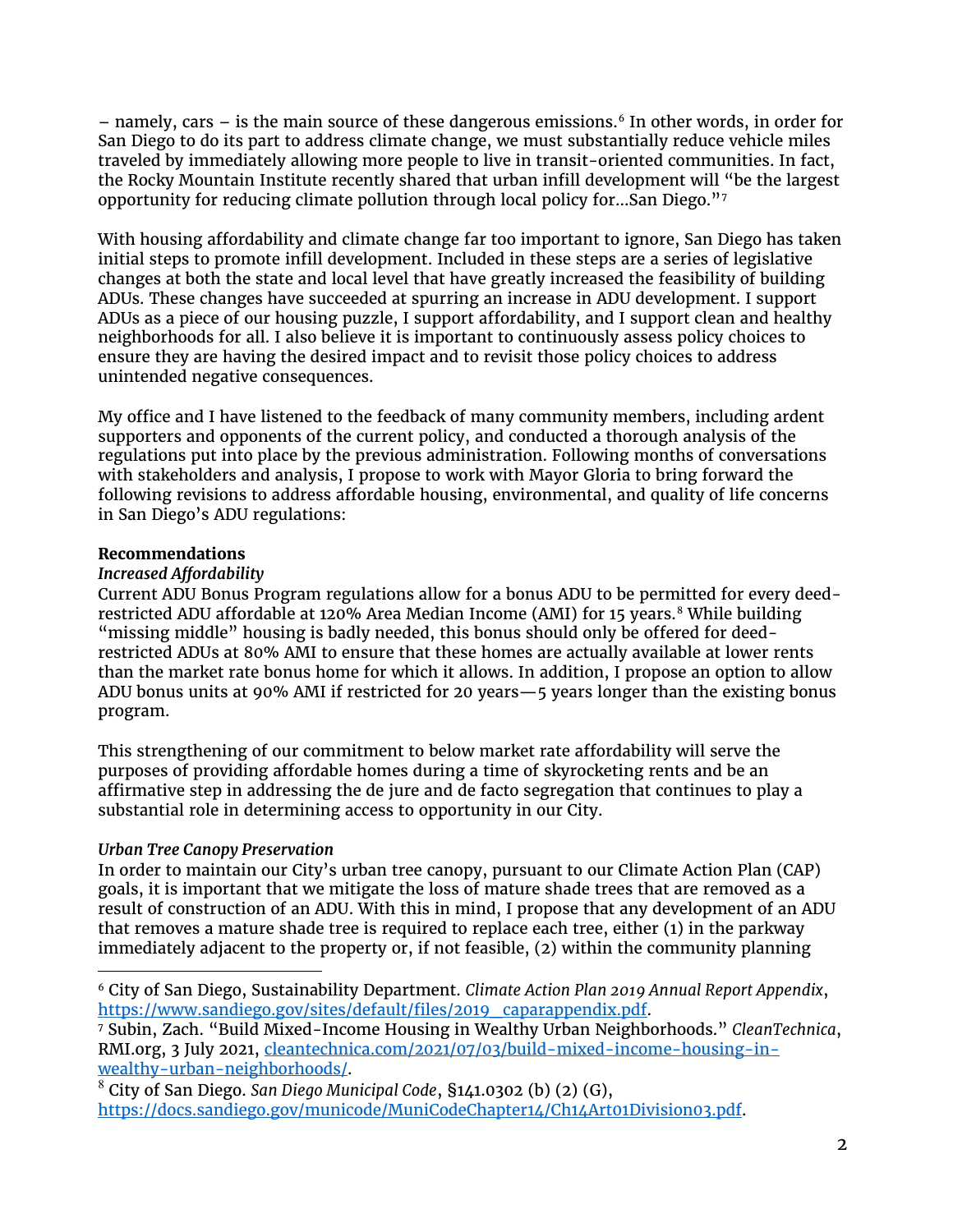– namely, cars – is the main source of these dangerous emissions.[6] In other words, in order for San Diego to do its part to address climate change, we must substantially reduce vehicle miles traveled by immediately allowing more people to live in transit-oriented communities. In fact, the Rocky Mountain Institute recently shared that urban infill development will "be the largest opportunity for reducing climate pollution through local policy for…San Diego."[7]

With housing affordability and climate change far too important to ignore, San Diego has taken initial steps to promote infill development. Included in these steps are a series of legislative changes at both the state and local level that have greatly increased the feasibility of building ADUs. These changes have succeeded at spurring an increase in ADU development. I support ADUs as a piece of our housing puzzle, I support affordability, and I support clean and healthy neighborhoods for all. I also believe it is important to continuously assess policy choices to ensure they are having the desired impact and to revisit those policy choices to address unintended negative consequences.

My office and I have listened to the feedback of many community members, including ardent supporters and opponents of the current policy, and conducted a thorough analysis of the regulations put into place by the previous administration. Following months of conversations with stakeholders and analysis, I propose to work with Mayor Gloria to bring forward the following revisions to address affordable housing, environmental, and quality of life concerns in San Diego's ADU regulations:

**Recommendations**

***Increased Affordability***

Current ADU Bonus Program regulations allow for a bonus ADU to be permitted for every deed-restricted ADU affordable at 120% Area Median Income (AMI) for 15 years.[8] While building "missing middle" housing is badly needed, this bonus should only be offered for deed-restricted ADUs at 80% AMI to ensure that these homes are actually available at lower rents than the market rate bonus home for which it allows. In addition, I propose an option to allow ADU bonus units at 90% AMI if restricted for 20 years—5 years longer than the existing bonus program.

This strengthening of our commitment to below market rate affordability will serve the purposes of providing affordable homes during a time of skyrocketing rents and be an affirmative step in addressing the de jure and de facto segregation that continues to play a substantial role in determining access to opportunity in our City.

***Urban Tree Canopy Preservation***

In order to maintain our City's urban tree canopy, pursuant to our Climate Action Plan (CAP) goals, it is important that we mitigate the loss of mature shade trees that are removed as a result of construction of an ADU. With this in mind, I propose that any development of an ADU that removes a mature shade tree is required to replace each tree, either (1) in the parkway immediately adjacent to the property or, if not feasible, (2) within the community planning

---

[6] City of San Diego, Sustainability Department. *Climate Action Plan 2019 Annual Report Appendix*, https://www.sandiego.gov/sites/default/files/2019_caparappendix.pdf.

[7] Subin, Zach. "Build Mixed-Income Housing in Wealthy Urban Neighborhoods." *CleanTechnica*, RMI.org, 3 July 2021, cleantechnica.com/2021/07/03/build-mixed-income-housing-in-wealthy-urban-neighborhoods/.

[8] City of San Diego. *San Diego Municipal Code*, §141.0302 (b) (2) (G), https://docs.sandiego.gov/municode/MuniCodeChapter14/Ch14Art01Division03.pdf.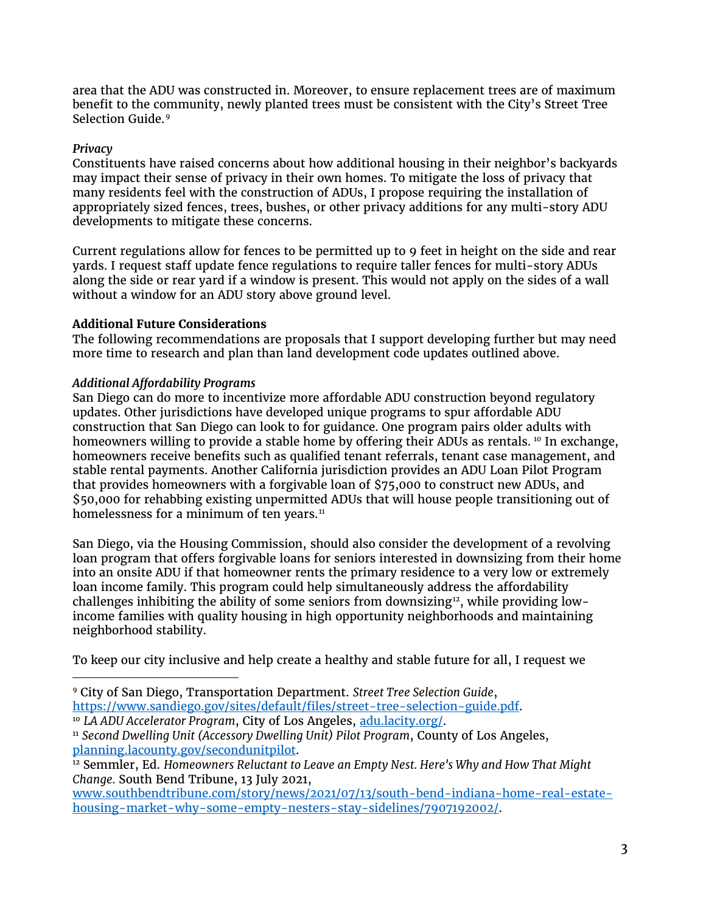area that the ADU was constructed in. Moreover, to ensure replacement trees are of maximum benefit to the community, newly planted trees must be consistent with the City's Street Tree Selection Guide.[9]

*Privacy*

Constituents have raised concerns about how additional housing in their neighbor's backyards may impact their sense of privacy in their own homes. To mitigate the loss of privacy that many residents feel with the construction of ADUs, I propose requiring the installation of appropriately sized fences, trees, bushes, or other privacy additions for any multi-story ADU developments to mitigate these concerns.

Current regulations allow for fences to be permitted up to 9 feet in height on the side and rear yards. I request staff update fence regulations to require taller fences for multi-story ADUs along the side or rear yard if a window is present. This would not apply on the sides of a wall without a window for an ADU story above ground level.

**Additional Future Considerations**

The following recommendations are proposals that I support developing further but may need more time to research and plan than land development code updates outlined above.

*Additional Affordability Programs*

San Diego can do more to incentivize more affordable ADU construction beyond regulatory updates. Other jurisdictions have developed unique programs to spur affordable ADU construction that San Diego can look to for guidance. One program pairs older adults with homeowners willing to provide a stable home by offering their ADUs as rentals. [10] In exchange, homeowners receive benefits such as qualified tenant referrals, tenant case management, and stable rental payments. Another California jurisdiction provides an ADU Loan Pilot Program that provides homeowners with a forgivable loan of $75,000 to construct new ADUs, and $50,000 for rehabbing existing unpermitted ADUs that will house people transitioning out of homelessness for a minimum of ten years.[11]

San Diego, via the Housing Commission, should also consider the development of a revolving loan program that offers forgivable loans for seniors interested in downsizing from their home into an onsite ADU if that homeowner rents the primary residence to a very low or extremely loan income family. This program could help simultaneously address the affordability challenges inhibiting the ability of some seniors from downsizing[12], while providing low-income families with quality housing in high opportunity neighborhoods and maintaining neighborhood stability.

To keep our city inclusive and help create a healthy and stable future for all, I request we

---

[9] City of San Diego, Transportation Department. *Street Tree Selection Guide*, https://www.sandiego.gov/sites/default/files/street-tree-selection-guide.pdf.

[10] *LA ADU Accelerator Program*, City of Los Angeles, adu.lacity.org/.

[11] *Second Dwelling Unit (Accessory Dwelling Unit) Pilot Program*, County of Los Angeles, planning.lacounty.gov/secondunitpilot.

[12] Semmler, Ed. *Homeowners Reluctant to Leave an Empty Nest. Here's Why and How That Might Change.* South Bend Tribune, 13 July 2021, www.southbendtribune.com/story/news/2021/07/13/south-bend-indiana-home-real-estate-housing-market-why-some-empty-nesters-stay-sidelines/7907192002/.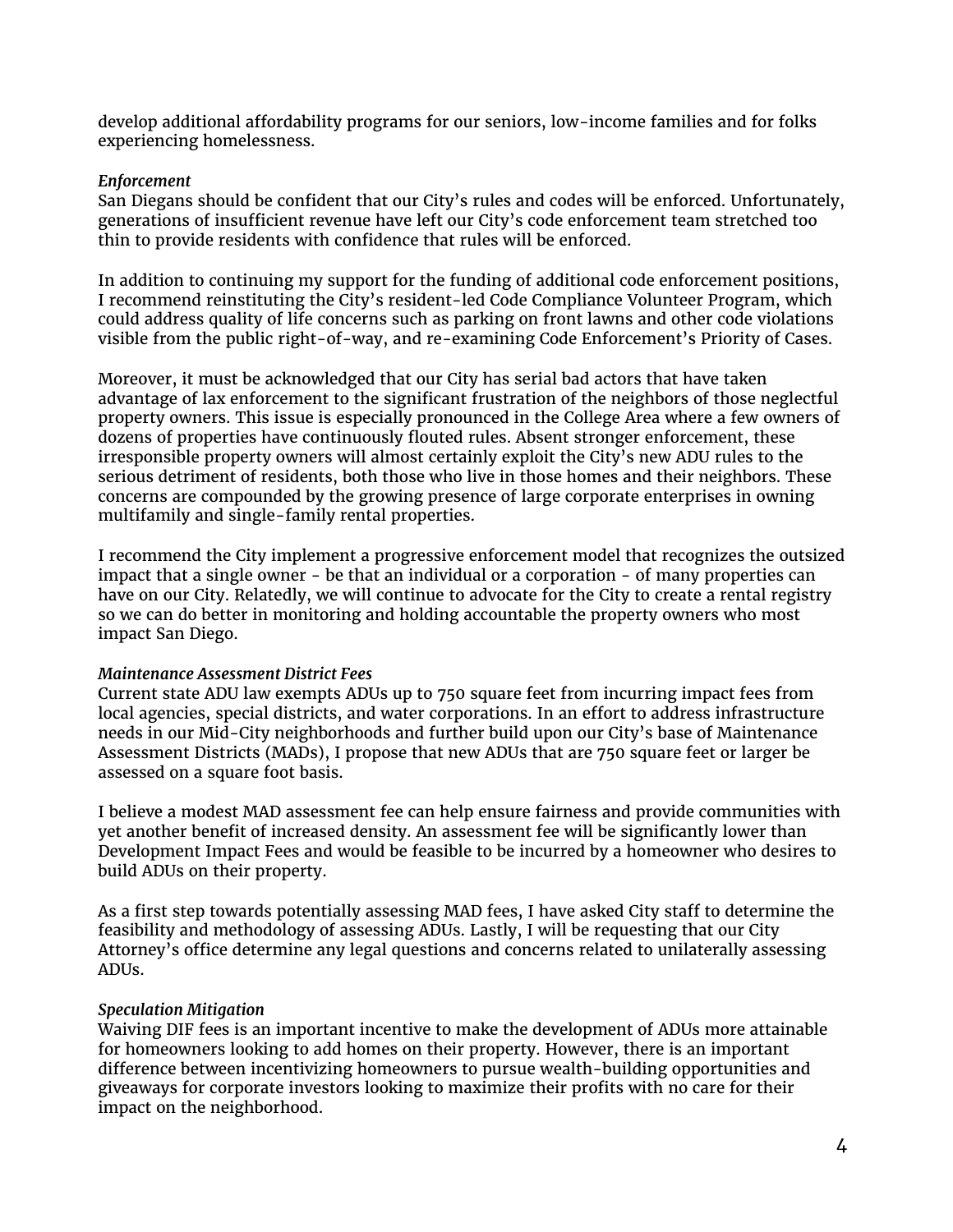develop additional affordability programs for our seniors, low-income families and for folks experiencing homelessness.

*Enforcement*

San Diegans should be confident that our City's rules and codes will be enforced. Unfortunately, generations of insufficient revenue have left our City's code enforcement team stretched too thin to provide residents with confidence that rules will be enforced.

In addition to continuing my support for the funding of additional code enforcement positions, I recommend reinstituting the City's resident-led Code Compliance Volunteer Program, which could address quality of life concerns such as parking on front lawns and other code violations visible from the public right-of-way, and re-examining Code Enforcement's Priority of Cases.

Moreover, it must be acknowledged that our City has serial bad actors that have taken advantage of lax enforcement to the significant frustration of the neighbors of those neglectful property owners. This issue is especially pronounced in the College Area where a few owners of dozens of properties have continuously flouted rules. Absent stronger enforcement, these irresponsible property owners will almost certainly exploit the City's new ADU rules to the serious detriment of residents, both those who live in those homes and their neighbors. These concerns are compounded by the growing presence of large corporate enterprises in owning multifamily and single-family rental properties.

I recommend the City implement a progressive enforcement model that recognizes the outsized impact that a single owner - be that an individual or a corporation - of many properties can have on our City. Relatedly, we will continue to advocate for the City to create a rental registry so we can do better in monitoring and holding accountable the property owners who most impact San Diego.

*Maintenance Assessment District Fees*

Current state ADU law exempts ADUs up to 750 square feet from incurring impact fees from local agencies, special districts, and water corporations. In an effort to address infrastructure needs in our Mid-City neighborhoods and further build upon our City's base of Maintenance Assessment Districts (MADs), I propose that new ADUs that are 750 square feet or larger be assessed on a square foot basis.

I believe a modest MAD assessment fee can help ensure fairness and provide communities with yet another benefit of increased density. An assessment fee will be significantly lower than Development Impact Fees and would be feasible to be incurred by a homeowner who desires to build ADUs on their property.

As a first step towards potentially assessing MAD fees, I have asked City staff to determine the feasibility and methodology of assessing ADUs. Lastly, I will be requesting that our City Attorney's office determine any legal questions and concerns related to unilaterally assessing ADUs.

*Speculation Mitigation*

Waiving DIF fees is an important incentive to make the development of ADUs more attainable for homeowners looking to add homes on their property. However, there is an important difference between incentivizing homeowners to pursue wealth-building opportunities and giveaways for corporate investors looking to maximize their profits with no care for their impact on the neighborhood.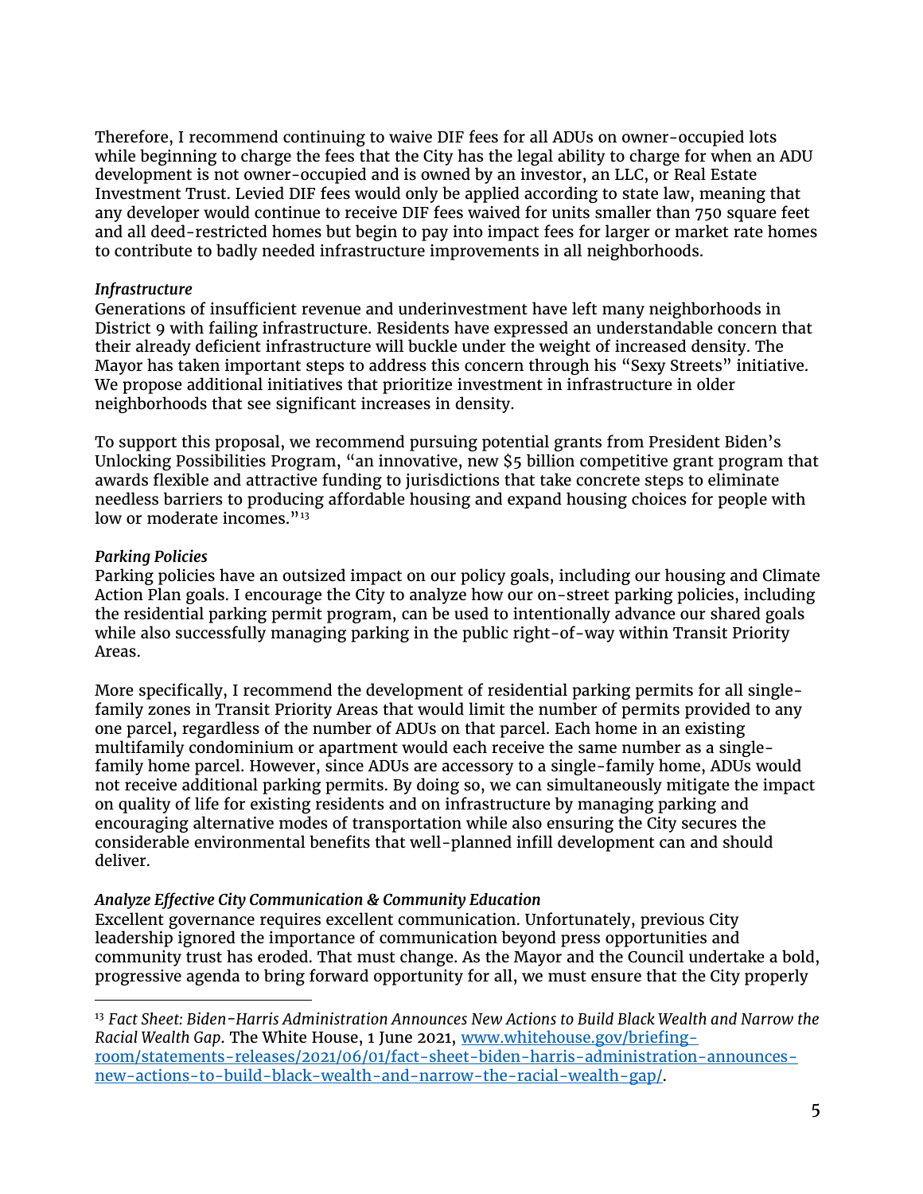Therefore, I recommend continuing to waive DIF fees for all ADUs on owner-occupied lots while beginning to charge the fees that the City has the legal ability to charge for when an ADU development is not owner-occupied and is owned by an investor, an LLC, or Real Estate Investment Trust. Levied DIF fees would only be applied according to state law, meaning that any developer would continue to receive DIF fees waived for units smaller than 750 square feet and all deed-restricted homes but begin to pay into impact fees for larger or market rate homes to contribute to badly needed infrastructure improvements in all neighborhoods.

*Infrastructure*

Generations of insufficient revenue and underinvestment have left many neighborhoods in District 9 with failing infrastructure. Residents have expressed an understandable concern that their already deficient infrastructure will buckle under the weight of increased density. The Mayor has taken important steps to address this concern through his "Sexy Streets" initiative. We propose additional initiatives that prioritize investment in infrastructure in older neighborhoods that see significant increases in density.

To support this proposal, we recommend pursuing potential grants from President Biden's Unlocking Possibilities Program, "an innovative, new $5 billion competitive grant program that awards flexible and attractive funding to jurisdictions that take concrete steps to eliminate needless barriers to producing affordable housing and expand housing choices for people with low or moderate incomes."[13]

*Parking Policies*

Parking policies have an outsized impact on our policy goals, including our housing and Climate Action Plan goals. I encourage the City to analyze how our on-street parking policies, including the residential parking permit program, can be used to intentionally advance our shared goals while also successfully managing parking in the public right-of-way within Transit Priority Areas.

More specifically, I recommend the development of residential parking permits for all single-family zones in Transit Priority Areas that would limit the number of permits provided to any one parcel, regardless of the number of ADUs on that parcel. Each home in an existing multifamily condominium or apartment would each receive the same number as a single-family home parcel. However, since ADUs are accessory to a single-family home, ADUs would not receive additional parking permits. By doing so, we can simultaneously mitigate the impact on quality of life for existing residents and on infrastructure by managing parking and encouraging alternative modes of transportation while also ensuring the City secures the considerable environmental benefits that well-planned infill development can and should deliver.

*Analyze Effective City Communication & Community Education*

Excellent governance requires excellent communication. Unfortunately, previous City leadership ignored the importance of communication beyond press opportunities and community trust has eroded. That must change. As the Mayor and the Council undertake a bold, progressive agenda to bring forward opportunity for all, we must ensure that the City properly

---

[13] *Fact Sheet: Biden-Harris Administration Announces New Actions to Build Black Wealth and Narrow the Racial Wealth Gap.* The White House, 1 June 2021, [www.whitehouse.gov/briefing-room/statements-releases/2021/06/01/fact-sheet-biden-harris-administration-announces-new-actions-to-build-black-wealth-and-narrow-the-racial-wealth-gap/](www.whitehouse.gov/briefing-room/statements-releases/2021/06/01/fact-sheet-biden-harris-administration-announces-new-actions-to-build-black-wealth-and-narrow-the-racial-wealth-gap/).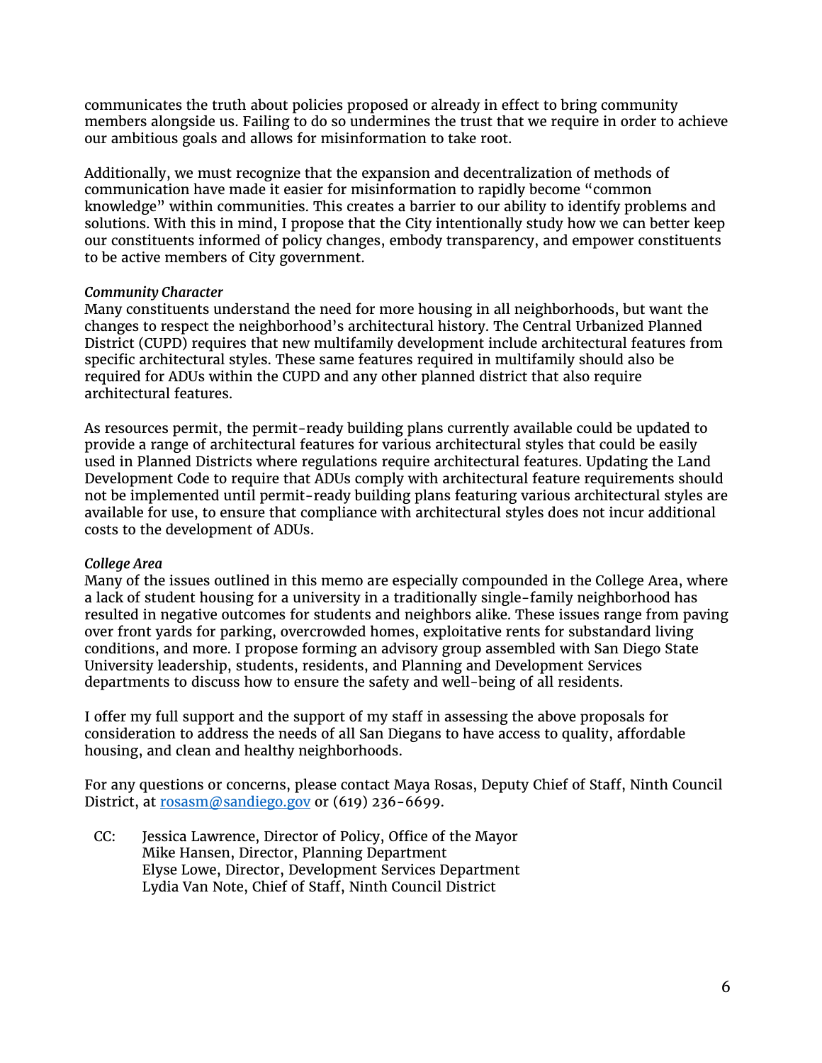communicates the truth about policies proposed or already in effect to bring community members alongside us. Failing to do so undermines the trust that we require in order to achieve our ambitious goals and allows for misinformation to take root.

Additionally, we must recognize that the expansion and decentralization of methods of communication have made it easier for misinformation to rapidly become “common knowledge” within communities. This creates a barrier to our ability to identify problems and solutions. With this in mind, I propose that the City intentionally study how we can better keep our constituents informed of policy changes, embody transparency, and empower constituents to be active members of City government.

***Community Character***

Many constituents understand the need for more housing in all neighborhoods, but want the changes to respect the neighborhood’s architectural history. The Central Urbanized Planned District (CUPD) requires that new multifamily development include architectural features from specific architectural styles. These same features required in multifamily should also be required for ADUs within the CUPD and any other planned district that also require architectural features.

As resources permit, the permit-ready building plans currently available could be updated to provide a range of architectural features for various architectural styles that could be easily used in Planned Districts where regulations require architectural features. Updating the Land Development Code to require that ADUs comply with architectural feature requirements should not be implemented until permit-ready building plans featuring various architectural styles are available for use, to ensure that compliance with architectural styles does not incur additional costs to the development of ADUs.

***College Area***

Many of the issues outlined in this memo are especially compounded in the College Area, where a lack of student housing for a university in a traditionally single-family neighborhood has resulted in negative outcomes for students and neighbors alike. These issues range from paving over front yards for parking, overcrowded homes, exploitative rents for substandard living conditions, and more. I propose forming an advisory group assembled with San Diego State University leadership, students, residents, and Planning and Development Services departments to discuss how to ensure the safety and well-being of all residents.

I offer my full support and the support of my staff in assessing the above proposals for consideration to address the needs of all San Diegans to have access to quality, affordable housing, and clean and healthy neighborhoods.

For any questions or concerns, please contact Maya Rosas, Deputy Chief of Staff, Ninth Council District, at rosasm@sandiego.gov or (619) 236-6699.

CC: Jessica Lawrence, Director of Policy, Office of the Mayor
Mike Hansen, Director, Planning Department
Elyse Lowe, Director, Development Services Department
Lydia Van Note, Chief of Staff, Ninth Council District